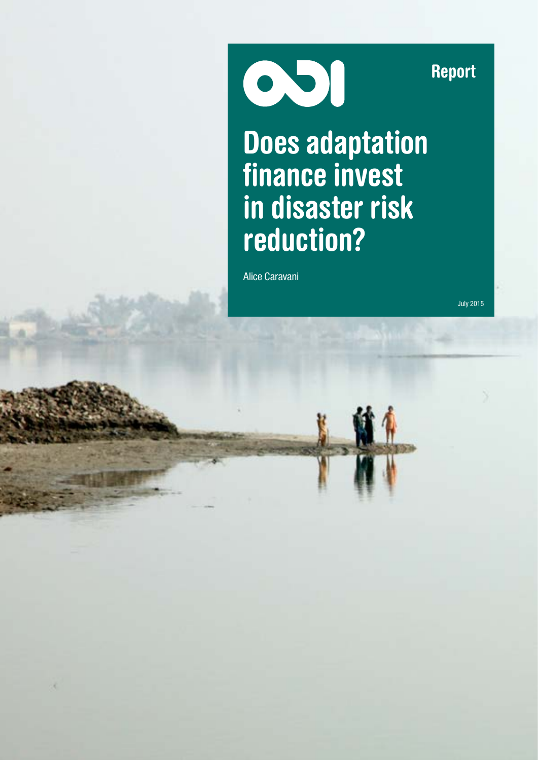ODI

Report

# Does adaptation finance invest in disaster risk reduction?

Alice Caravani

July 2015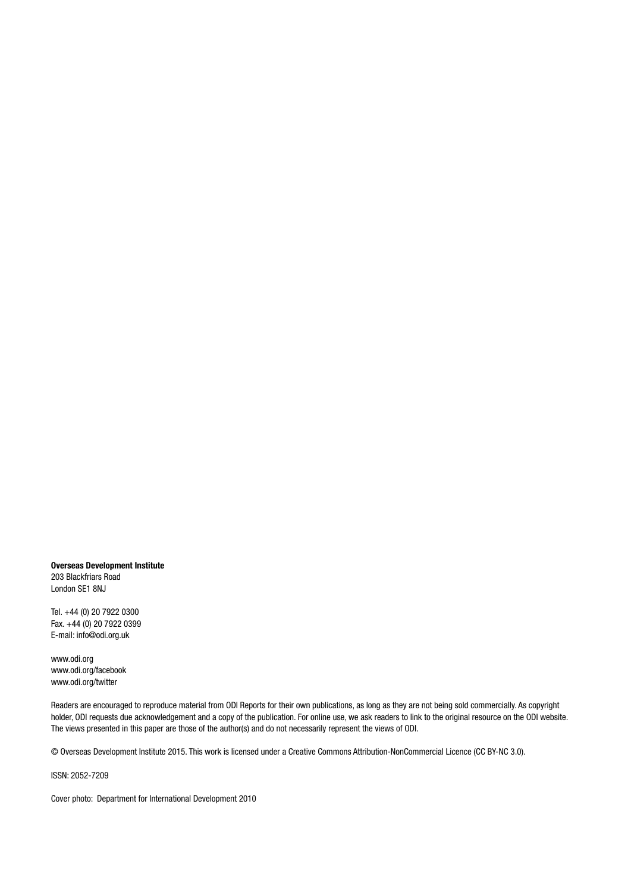**Overseas Development Institute**
203 Blackfriars Road
London SE1 8NJ

Tel. +44 (0) 20 7922 0300
Fax. +44 (0) 20 7922 0399
E-mail: info@odi.org.uk

www.odi.org
www.odi.org/facebook
www.odi.org/twitter

Readers are encouraged to reproduce material from ODI Reports for their own publications, as long as they are not being sold commercially. As copyright holder, ODI requests due acknowledgement and a copy of the publication. For online use, we ask readers to link to the original resource on the ODI website. The views presented in this paper are those of the author(s) and do not necessarily represent the views of ODI.

© Overseas Development Institute 2015. This work is licensed under a Creative Commons Attribution-NonCommercial Licence (CC BY-NC 3.0).

ISSN: 2052-7209

Cover photo: Department for International Development 2010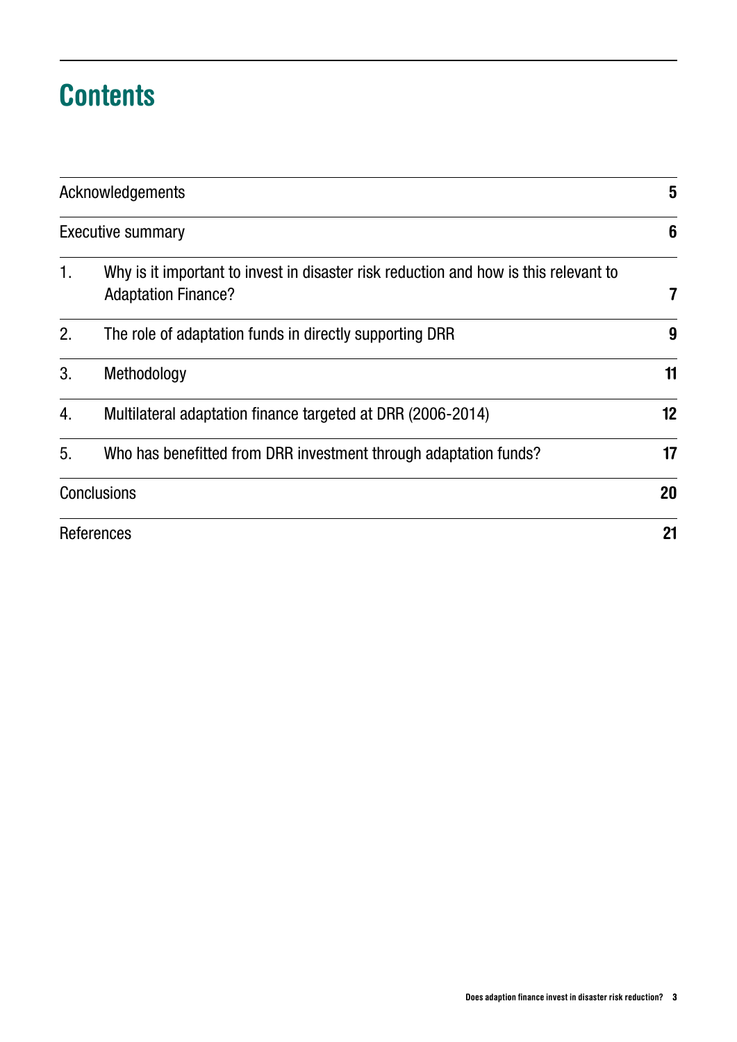# Contents

| | |
|---|---|
| Acknowledgements | **5** |
| Executive summary | **6** |
| 1. Why is it important to invest in disaster risk reduction and how is this relevant to Adaptation Finance? | **7** |
| 2. The role of adaptation funds in directly supporting DRR | **9** |
| 3. Methodology | **11** |
| 4. Multilateral adaptation finance targeted at DRR (2006-2014) | **12** |
| 5. Who has benefitted from DRR investment through adaptation funds? | **17** |
| Conclusions | **20** |
| References | **21** |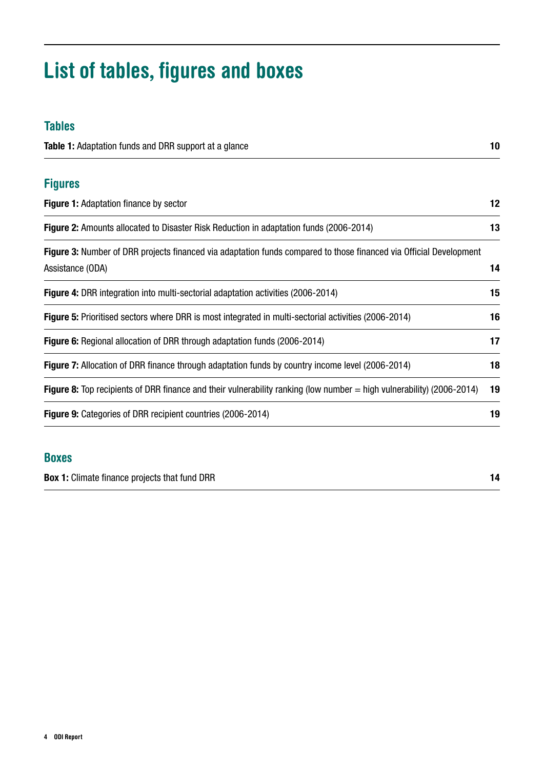# List of tables, figures and boxes

## Tables

**Table 1:** Adaptation funds and DRR support at a glance 10

## Figures

**Figure 1:** Adaptation finance by sector 12

**Figure 2:** Amounts allocated to Disaster Risk Reduction in adaptation funds (2006-2014) 13

**Figure 3:** Number of DRR projects financed via adaptation funds compared to those financed via Official Development Assistance (ODA) 14

**Figure 4:** DRR integration into multi-sectorial adaptation activities (2006-2014) 15

**Figure 5:** Prioritised sectors where DRR is most integrated in multi-sectorial activities (2006-2014) 16

**Figure 6:** Regional allocation of DRR through adaptation funds (2006-2014) 17

**Figure 7:** Allocation of DRR finance through adaptation funds by country income level (2006-2014) 18

**Figure 8:** Top recipients of DRR finance and their vulnerability ranking (low number = high vulnerability) (2006-2014) 19

**Figure 9:** Categories of DRR recipient countries (2006-2014) 19

## Boxes

**Box 1:** Climate finance projects that fund DRR 14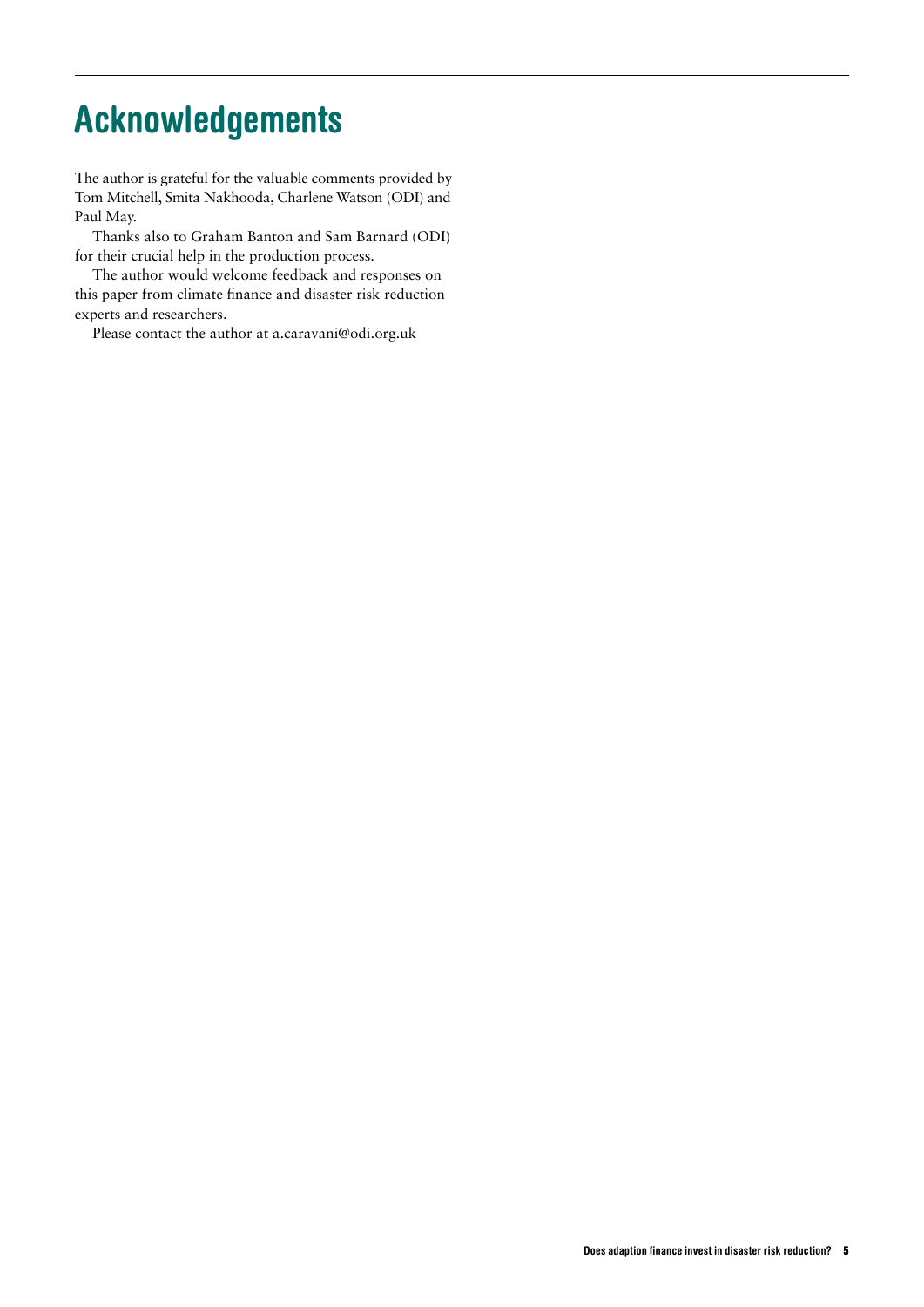# Acknowledgements

The author is grateful for the valuable comments provided by Tom Mitchell, Smita Nakhooda, Charlene Watson (ODI) and Paul May.

Thanks also to Graham Banton and Sam Barnard (ODI) for their crucial help in the production process.

The author would welcome feedback and responses on this paper from climate finance and disaster risk reduction experts and researchers.

Please contact the author at a.caravani@odi.org.uk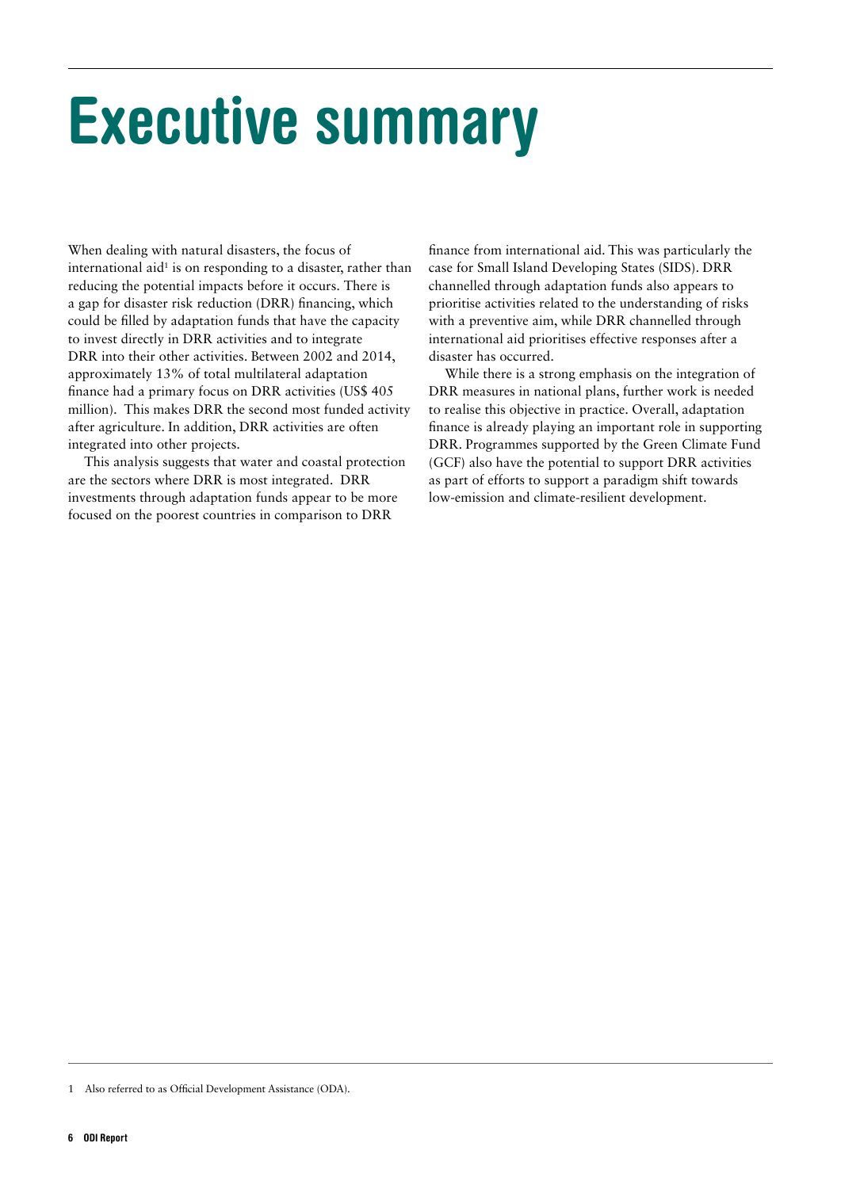# Executive summary

When dealing with natural disasters, the focus of international aid[1] is on responding to a disaster, rather than reducing the potential impacts before it occurs. There is a gap for disaster risk reduction (DRR) financing, which could be filled by adaptation funds that have the capacity to invest directly in DRR activities and to integrate DRR into their other activities. Between 2002 and 2014, approximately 13% of total multilateral adaptation finance had a primary focus on DRR activities (US$ 405 million). This makes DRR the second most funded activity after agriculture. In addition, DRR activities are often integrated into other projects.

This analysis suggests that water and coastal protection are the sectors where DRR is most integrated. DRR investments through adaptation funds appear to be more focused on the poorest countries in comparison to DRR finance from international aid. This was particularly the case for Small Island Developing States (SIDS). DRR channelled through adaptation funds also appears to prioritise activities related to the understanding of risks with a preventive aim, while DRR channelled through international aid prioritises effective responses after a disaster has occurred.

While there is a strong emphasis on the integration of DRR measures in national plans, further work is needed to realise this objective in practice. Overall, adaptation finance is already playing an important role in supporting DRR. Programmes supported by the Green Climate Fund (GCF) also have the potential to support DRR activities as part of efforts to support a paradigm shift towards low-emission and climate-resilient development.

---

1 Also referred to as Official Development Assistance (ODA).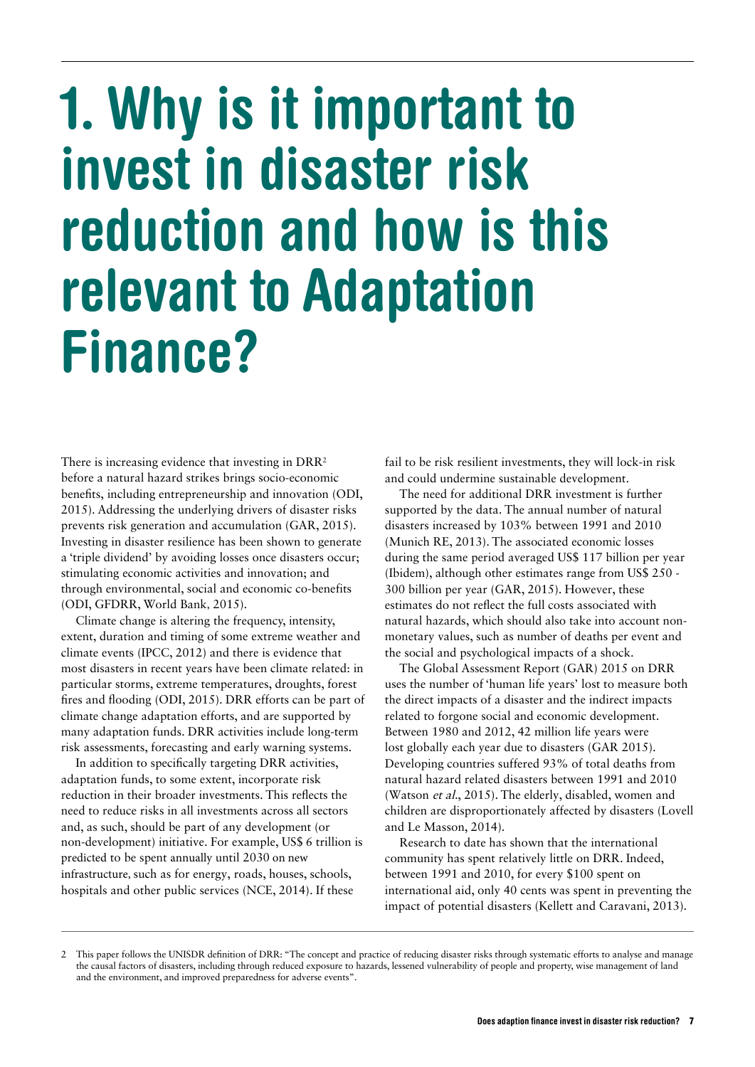# 1. Why is it important to invest in disaster risk reduction and how is this relevant to Adaptation Finance?

There is increasing evidence that investing in DRR[2] before a natural hazard strikes brings socio-economic benefits, including entrepreneurship and innovation (ODI, 2015). Addressing the underlying drivers of disaster risks prevents risk generation and accumulation (GAR, 2015). Investing in disaster resilience has been shown to generate a 'triple dividend' by avoiding losses once disasters occur; stimulating economic activities and innovation; and through environmental, social and economic co-benefits (ODI, GFDRR, World Bank, 2015).

Climate change is altering the frequency, intensity, extent, duration and timing of some extreme weather and climate events (IPCC, 2012) and there is evidence that most disasters in recent years have been climate related: in particular storms, extreme temperatures, droughts, forest fires and flooding (ODI, 2015). DRR efforts can be part of climate change adaptation efforts, and are supported by many adaptation funds. DRR activities include long-term risk assessments, forecasting and early warning systems.

In addition to specifically targeting DRR activities, adaptation funds, to some extent, incorporate risk reduction in their broader investments. This reflects the need to reduce risks in all investments across all sectors and, as such, should be part of any development (or non-development) initiative. For example, US$ 6 trillion is predicted to be spent annually until 2030 on new infrastructure, such as for energy, roads, houses, schools, hospitals and other public services (NCE, 2014). If these fail to be risk resilient investments, they will lock-in risk and could undermine sustainable development.

The need for additional DRR investment is further supported by the data. The annual number of natural disasters increased by 103% between 1991 and 2010 (Munich RE, 2013). The associated economic losses during the same period averaged US$ 117 billion per year (Ibidem), although other estimates range from US$ 250 - 300 billion per year (GAR, 2015). However, these estimates do not reflect the full costs associated with natural hazards, which should also take into account non-monetary values, such as number of deaths per event and the social and psychological impacts of a shock.

The Global Assessment Report (GAR) 2015 on DRR uses the number of 'human life years' lost to measure both the direct impacts of a disaster and the indirect impacts related to forgone social and economic development. Between 1980 and 2012, 42 million life years were lost globally each year due to disasters (GAR 2015). Developing countries suffered 93% of total deaths from natural hazard related disasters between 1991 and 2010 (Watson *et al.*, 2015). The elderly, disabled, women and children are disproportionately affected by disasters (Lovell and Le Masson, 2014).

Research to date has shown that the international community has spent relatively little on DRR. Indeed, between 1991 and 2010, for every $100 spent on international aid, only 40 cents was spent in preventing the impact of potential disasters (Kellett and Caravani, 2013).

---

2 This paper follows the UNISDR definition of DRR: "The concept and practice of reducing disaster risks through systematic efforts to analyse and manage the causal factors of disasters, including through reduced exposure to hazards, lessened vulnerability of people and property, wise management of land and the environment, and improved preparedness for adverse events".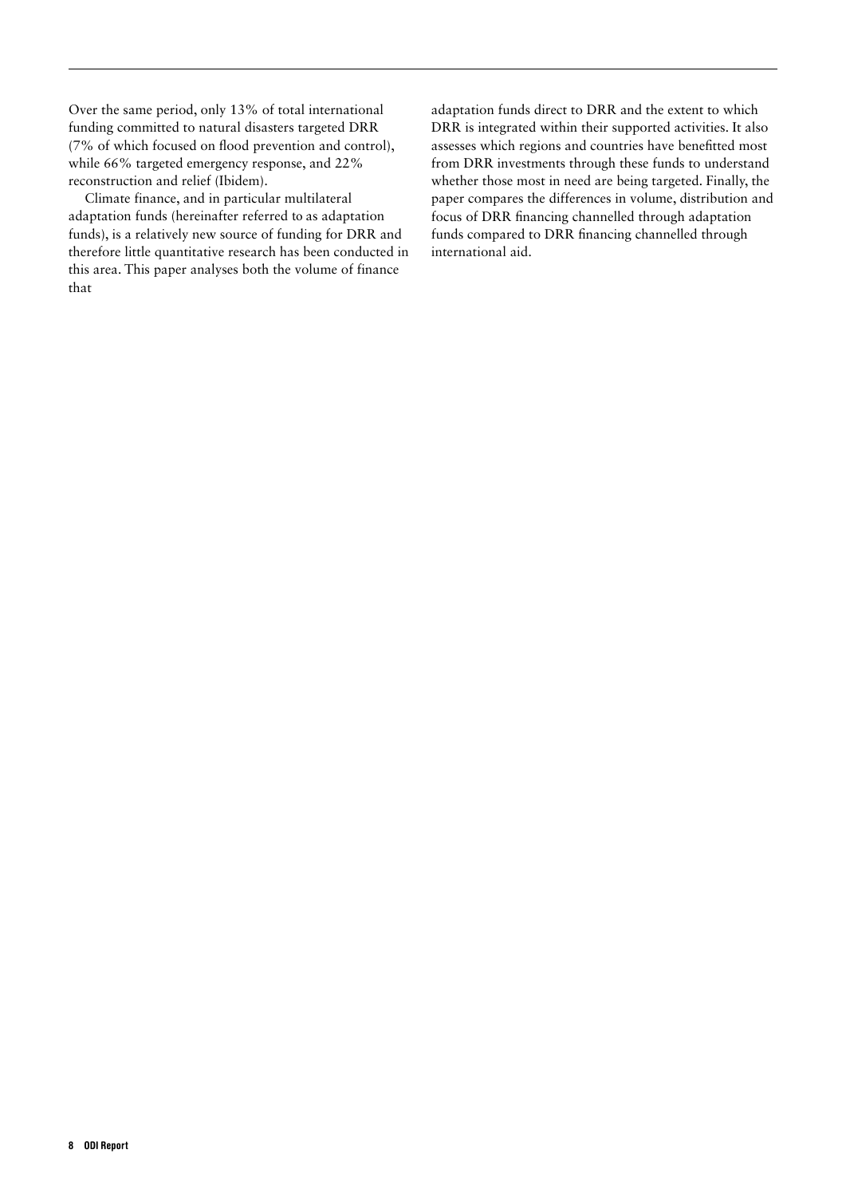Over the same period, only 13% of total international funding committed to natural disasters targeted DRR (7% of which focused on flood prevention and control), while 66% targeted emergency response, and 22% reconstruction and relief (Ibidem).

Climate finance, and in particular multilateral adaptation funds (hereinafter referred to as adaptation funds), is a relatively new source of funding for DRR and therefore little quantitative research has been conducted in this area. This paper analyses both the volume of finance that adaptation funds direct to DRR and the extent to which DRR is integrated within their supported activities. It also assesses which regions and countries have benefitted most from DRR investments through these funds to understand whether those most in need are being targeted. Finally, the paper compares the differences in volume, distribution and focus of DRR financing channelled through adaptation funds compared to DRR financing channelled through international aid.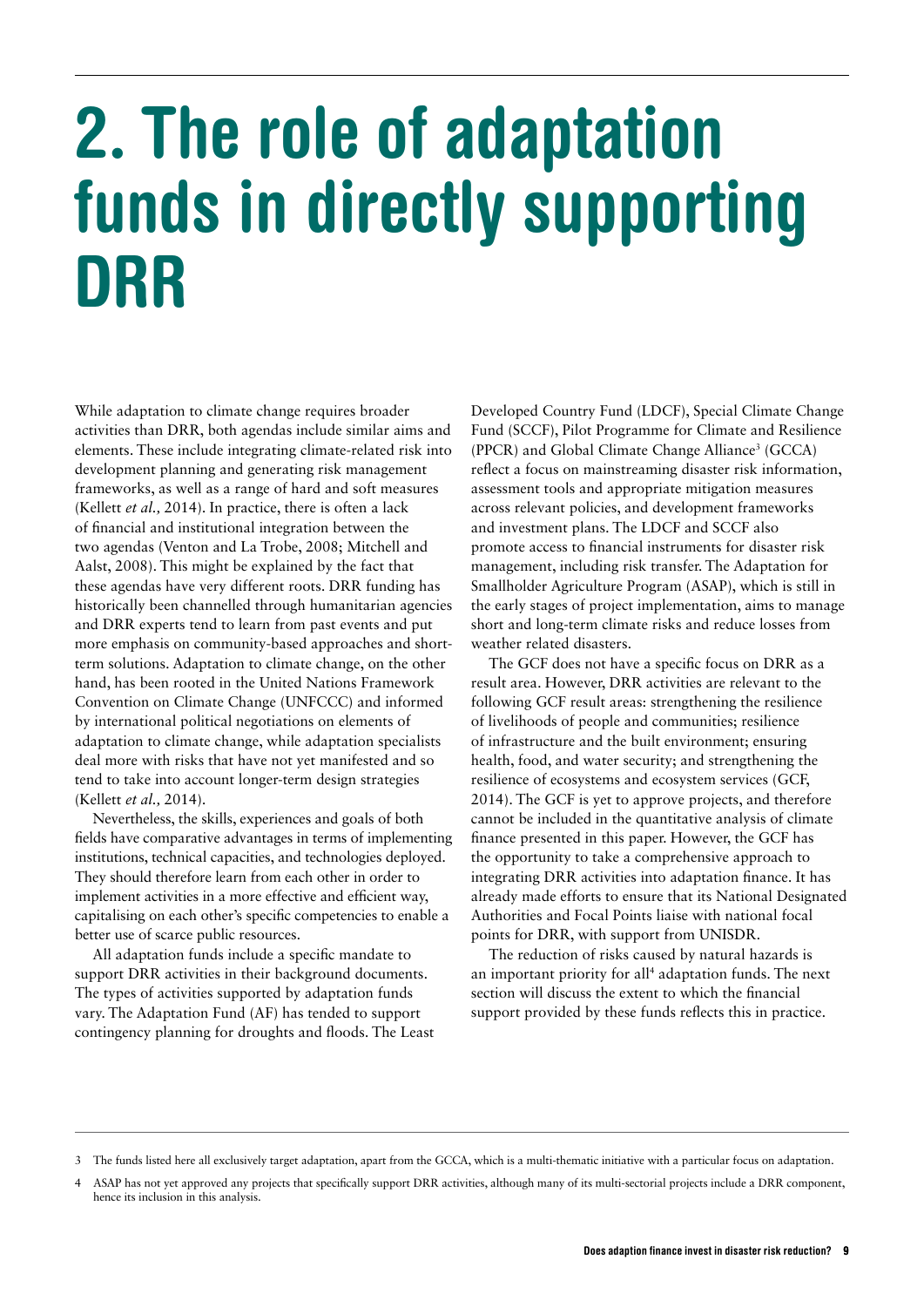# 2. The role of adaptation funds in directly supporting DRR

While adaptation to climate change requires broader activities than DRR, both agendas include similar aims and elements. These include integrating climate-related risk into development planning and generating risk management frameworks, as well as a range of hard and soft measures (Kellett *et al.,* 2014). In practice, there is often a lack of financial and institutional integration between the two agendas (Venton and La Trobe, 2008; Mitchell and Aalst, 2008). This might be explained by the fact that these agendas have very different roots. DRR funding has historically been channelled through humanitarian agencies and DRR experts tend to learn from past events and put more emphasis on community-based approaches and short-term solutions. Adaptation to climate change, on the other hand, has been rooted in the United Nations Framework Convention on Climate Change (UNFCCC) and informed by international political negotiations on elements of adaptation to climate change, while adaptation specialists deal more with risks that have not yet manifested and so tend to take into account longer-term design strategies (Kellett *et al.,* 2014).

Nevertheless, the skills, experiences and goals of both fields have comparative advantages in terms of implementing institutions, technical capacities, and technologies deployed. They should therefore learn from each other in order to implement activities in a more effective and efficient way, capitalising on each other's specific competencies to enable a better use of scarce public resources.

All adaptation funds include a specific mandate to support DRR activities in their background documents. The types of activities supported by adaptation funds vary. The Adaptation Fund (AF) has tended to support contingency planning for droughts and floods. The Least Developed Country Fund (LDCF), Special Climate Change Fund (SCCF), Pilot Programme for Climate and Resilience (PPCR) and Global Climate Change Alliance[3] (GCCA) reflect a focus on mainstreaming disaster risk information, assessment tools and appropriate mitigation measures across relevant policies, and development frameworks and investment plans. The LDCF and SCCF also promote access to financial instruments for disaster risk management, including risk transfer. The Adaptation for Smallholder Agriculture Program (ASAP), which is still in the early stages of project implementation, aims to manage short and long-term climate risks and reduce losses from weather related disasters.

The GCF does not have a specific focus on DRR as a result area. However, DRR activities are relevant to the following GCF result areas: strengthening the resilience of livelihoods of people and communities; resilience of infrastructure and the built environment; ensuring health, food, and water security; and strengthening the resilience of ecosystems and ecosystem services (GCF, 2014). The GCF is yet to approve projects, and therefore cannot be included in the quantitative analysis of climate finance presented in this paper. However, the GCF has the opportunity to take a comprehensive approach to integrating DRR activities into adaptation finance. It has already made efforts to ensure that its National Designated Authorities and Focal Points liaise with national focal points for DRR, with support from UNISDR.

The reduction of risks caused by natural hazards is an important priority for all[4] adaptation funds. The next section will discuss the extent to which the financial support provided by these funds reflects this in practice.

---

3 The funds listed here all exclusively target adaptation, apart from the GCCA, which is a multi-thematic initiative with a particular focus on adaptation.

4 ASAP has not yet approved any projects that specifically support DRR activities, although many of its multi-sectorial projects include a DRR component, hence its inclusion in this analysis.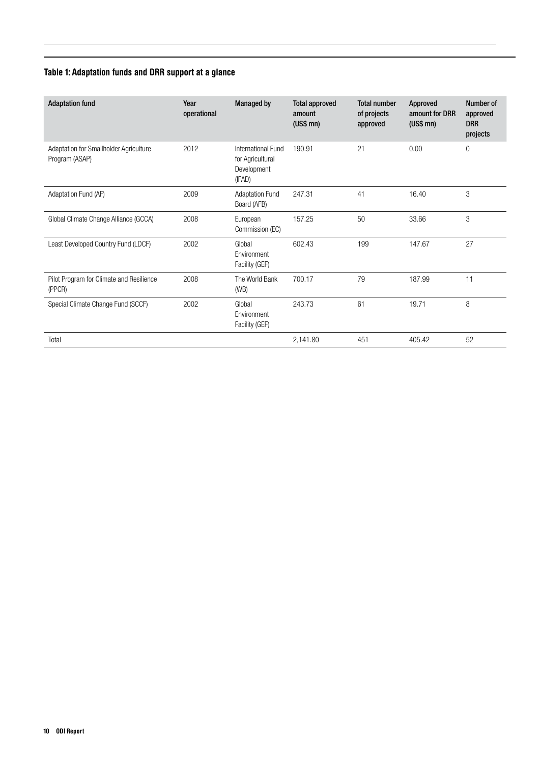**Table 1: Adaptation funds and DRR support at a glance**

| Adaptation fund | Year operational | Managed by | Total approved amount (US$ mn) | Total number of projects approved | Approved amount for DRR (US$ mn) | Number of approved DRR projects |
|---|---|---|---|---|---|---|
| Adaptation for Smallholder Agriculture Program (ASAP) | 2012 | International Fund for Agricultural Development (IFAD) | 190.91 | 21 | 0.00 | 0 |
| Adaptation Fund (AF) | 2009 | Adaptation Fund Board (AFB) | 247.31 | 41 | 16.40 | 3 |
| Global Climate Change Alliance (GCCA) | 2008 | European Commission (EC) | 157.25 | 50 | 33.66 | 3 |
| Least Developed Country Fund (LDCF) | 2002 | Global Environment Facility (GEF) | 602.43 | 199 | 147.67 | 27 |
| Pilot Program for Climate and Resilience (PPCR) | 2008 | The World Bank (WB) | 700.17 | 79 | 187.99 | 11 |
| Special Climate Change Fund (SCCF) | 2002 | Global Environment Facility (GEF) | 243.73 | 61 | 19.71 | 8 |
| Total | | | 2,141.80 | 451 | 405.42 | 52 |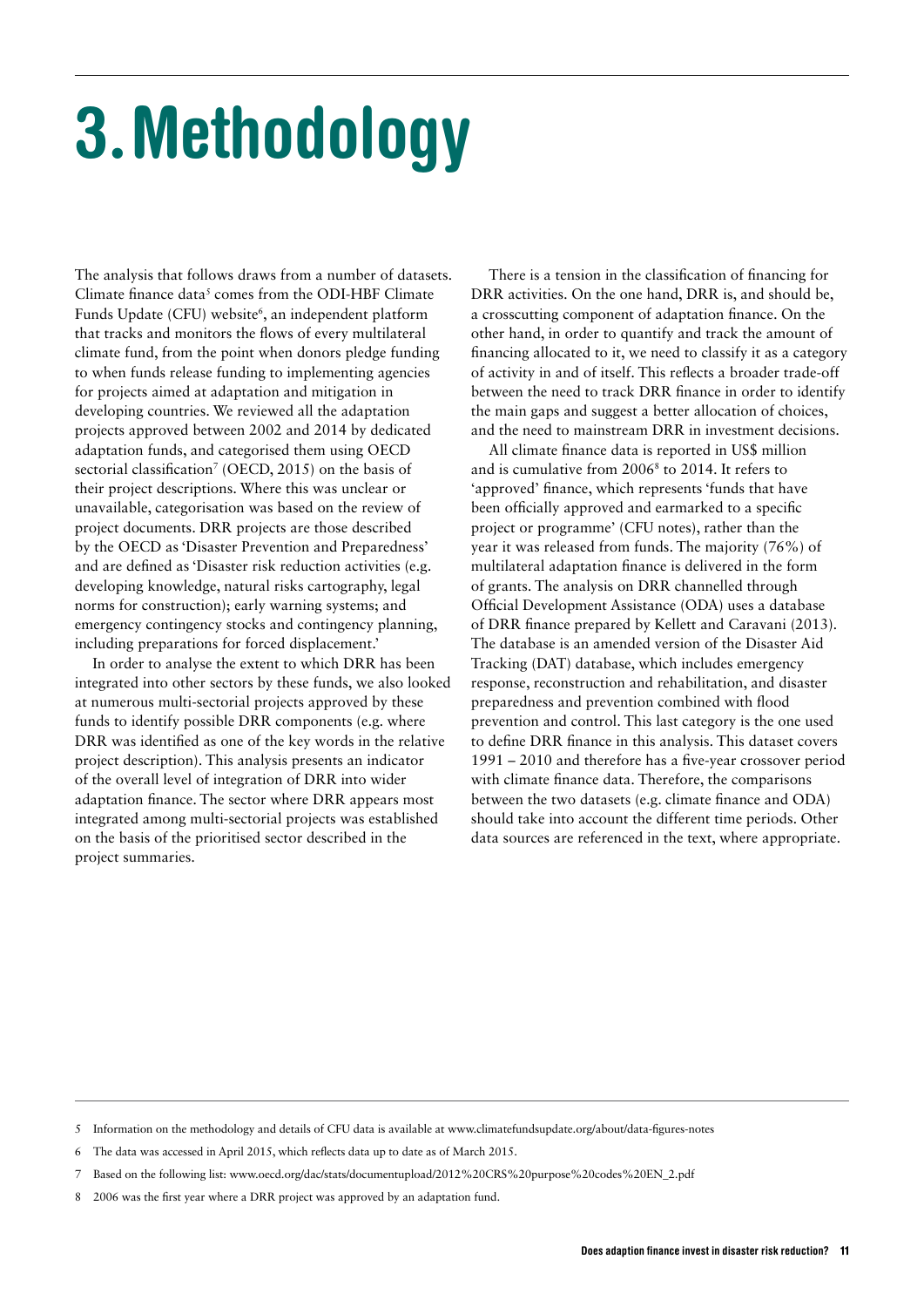# 3. Methodology

The analysis that follows draws from a number of datasets. Climate finance data[5] comes from the ODI-HBF Climate Funds Update (CFU) website[6], an independent platform that tracks and monitors the flows of every multilateral climate fund, from the point when donors pledge funding to when funds release funding to implementing agencies for projects aimed at adaptation and mitigation in developing countries. We reviewed all the adaptation projects approved between 2002 and 2014 by dedicated adaptation funds, and categorised them using OECD sectorial classification[7] (OECD, 2015) on the basis of their project descriptions. Where this was unclear or unavailable, categorisation was based on the review of project documents. DRR projects are those described by the OECD as 'Disaster Prevention and Preparedness' and are defined as 'Disaster risk reduction activities (e.g. developing knowledge, natural risks cartography, legal norms for construction); early warning systems; and emergency contingency stocks and contingency planning, including preparations for forced displacement.'

In order to analyse the extent to which DRR has been integrated into other sectors by these funds, we also looked at numerous multi-sectorial projects approved by these funds to identify possible DRR components (e.g. where DRR was identified as one of the key words in the relative project description). This analysis presents an indicator of the overall level of integration of DRR into wider adaptation finance. The sector where DRR appears most integrated among multi-sectorial projects was established on the basis of the prioritised sector described in the project summaries.

There is a tension in the classification of financing for DRR activities. On the one hand, DRR is, and should be, a crosscutting component of adaptation finance. On the other hand, in order to quantify and track the amount of financing allocated to it, we need to classify it as a category of activity in and of itself. This reflects a broader trade-off between the need to track DRR finance in order to identify the main gaps and suggest a better allocation of choices, and the need to mainstream DRR in investment decisions.

All climate finance data is reported in US$ million and is cumulative from 2006[8] to 2014. It refers to 'approved' finance, which represents 'funds that have been officially approved and earmarked to a specific project or programme' (CFU notes), rather than the year it was released from funds. The majority (76%) of multilateral adaptation finance is delivered in the form of grants. The analysis on DRR channelled through Official Development Assistance (ODA) uses a database of DRR finance prepared by Kellett and Caravani (2013). The database is an amended version of the Disaster Aid Tracking (DAT) database, which includes emergency response, reconstruction and rehabilitation, and disaster preparedness and prevention combined with flood prevention and control. This last category is the one used to define DRR finance in this analysis. This dataset covers 1991 – 2010 and therefore has a five-year crossover period with climate finance data. Therefore, the comparisons between the two datasets (e.g. climate finance and ODA) should take into account the different time periods. Other data sources are referenced in the text, where appropriate.

5 Information on the methodology and details of CFU data is available at www.climatefundsupdate.org/about/data-figures-notes

6 The data was accessed in April 2015, which reflects data up to date as of March 2015.

7 Based on the following list: www.oecd.org/dac/stats/documentupload/2012%20CRS%20purpose%20codes%20EN_2.pdf

8 2006 was the first year where a DRR project was approved by an adaptation fund.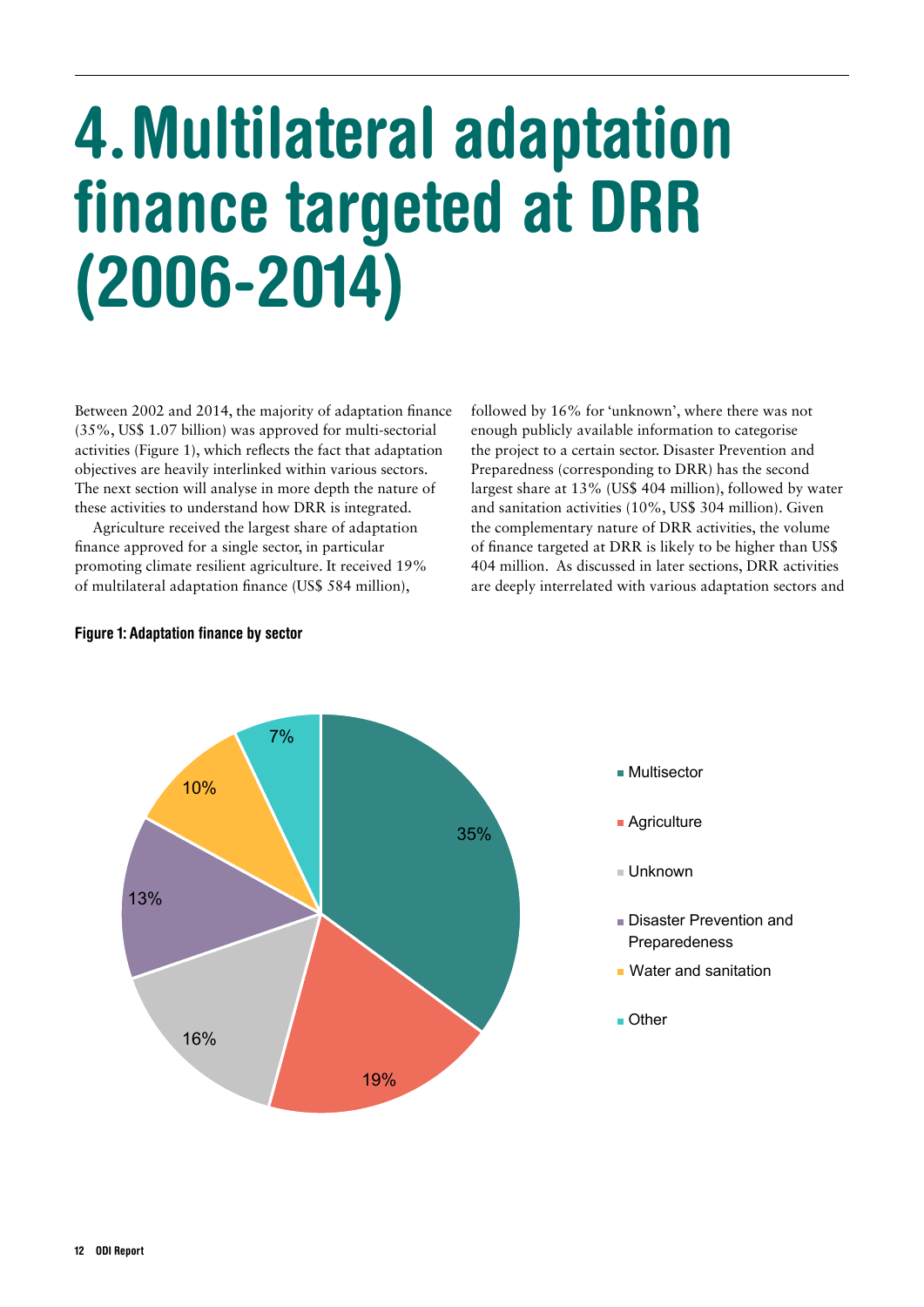# 4. Multilateral adaptation finance targeted at DRR (2006-2014)

Between 2002 and 2014, the majority of adaptation finance (35%, US$ 1.07 billion) was approved for multi-sectorial activities (Figure 1), which reflects the fact that adaptation objectives are heavily interlinked within various sectors. The next section will analyse in more depth the nature of these activities to understand how DRR is integrated.

Agriculture received the largest share of adaptation finance approved for a single sector, in particular promoting climate resilient agriculture. It received 19% of multilateral adaptation finance (US$ 584 million), followed by 16% for 'unknown', where there was not enough publicly available information to categorise the project to a certain sector. Disaster Prevention and Preparedness (corresponding to DRR) has the second largest share at 13% (US$ 404 million), followed by water and sanitation activities (10%, US$ 304 million). Given the complementary nature of DRR activities, the volume of finance targeted at DRR is likely to be higher than US$ 404 million. As discussed in later sections, DRR activities are deeply interrelated with various adaptation sectors and

**Figure 1: Adaptation finance by sector**

| Sector | Share |
|---|---|
| Multisector | 35% |
| Agriculture | 19% |
| Unknown | 16% |
| Disaster Prevention and Preparedness | 13% |
| Water and sanitation | 10% |
| Other | 7% |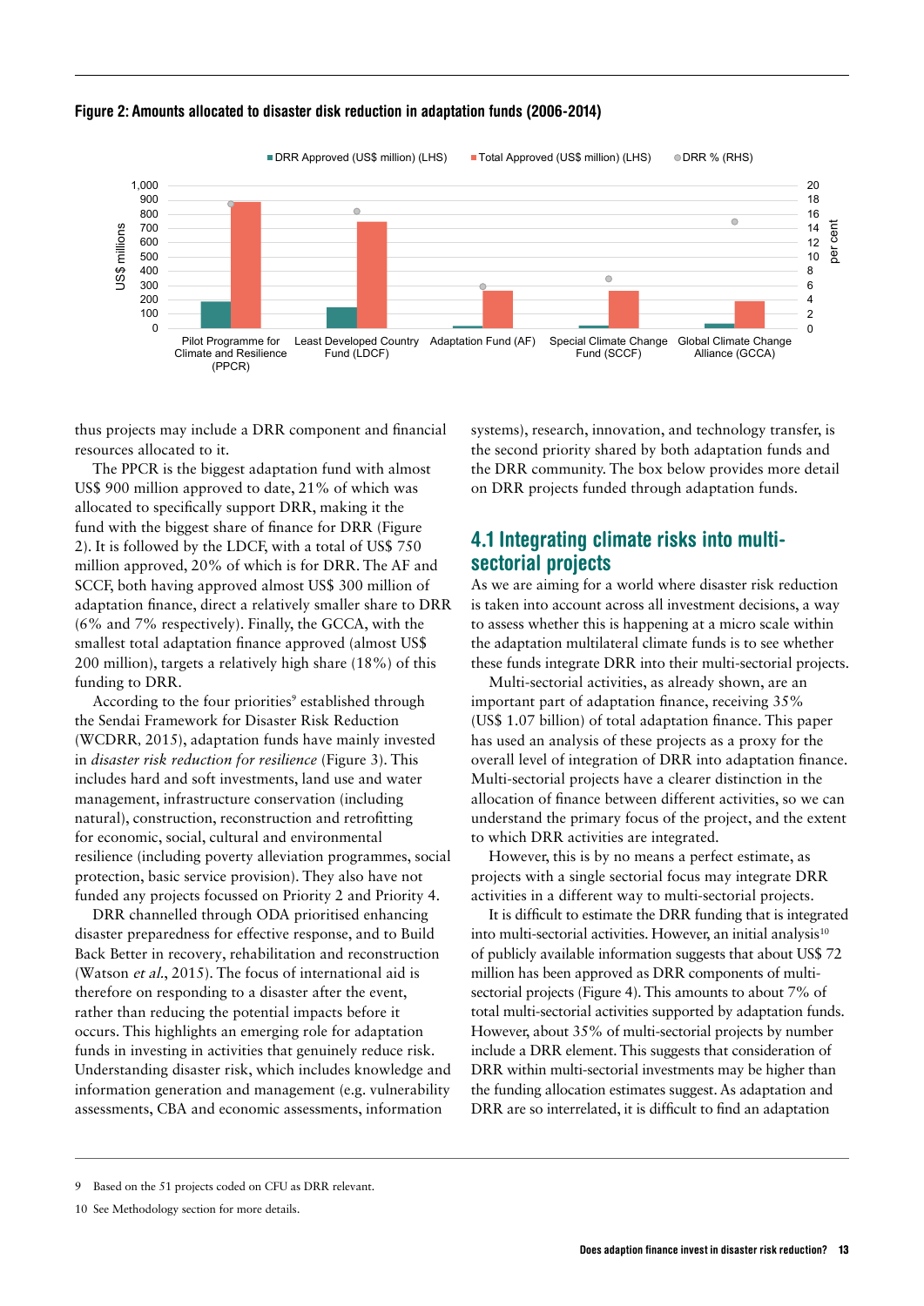**Figure 2: Amounts allocated to disaster disk reduction in adaptation funds (2006-2014)**

thus projects may include a DRR component and financial resources allocated to it.

The PPCR is the biggest adaptation fund with almost US$ 900 million approved to date, 21% of which was allocated to specifically support DRR, making it the fund with the biggest share of finance for DRR (Figure 2). It is followed by the LDCF, with a total of US$ 750 million approved, 20% of which is for DRR. The AF and SCCF, both having approved almost US$ 300 million of adaptation finance, direct a relatively smaller share to DRR (6% and 7% respectively). Finally, the GCCA, with the smallest total adaptation finance approved (almost US$ 200 million), targets a relatively high share (18%) of this funding to DRR.

According to the four priorities[9] established through the Sendai Framework for Disaster Risk Reduction (WCDRR, 2015), adaptation funds have mainly invested in *disaster risk reduction for resilience* (Figure 3). This includes hard and soft investments, land use and water management, infrastructure conservation (including natural), construction, reconstruction and retrofitting for economic, social, cultural and environmental resilience (including poverty alleviation programmes, social protection, basic service provision). They also have not funded any projects focussed on Priority 2 and Priority 4.

DRR channelled through ODA prioritised enhancing disaster preparedness for effective response, and to Build Back Better in recovery, rehabilitation and reconstruction (Watson *et al.*, 2015). The focus of international aid is therefore on responding to a disaster after the event, rather than reducing the potential impacts before it occurs. This highlights an emerging role for adaptation funds in investing in activities that genuinely reduce risk. Understanding disaster risk, which includes knowledge and information generation and management (e.g. vulnerability assessments, CBA and economic assessments, information systems), research, innovation, and technology transfer, is the second priority shared by both adaptation funds and the DRR community. The box below provides more detail on DRR projects funded through adaptation funds.

## 4.1 Integrating climate risks into multi-sectorial projects

As we are aiming for a world where disaster risk reduction is taken into account across all investment decisions, a way to assess whether this is happening at a micro scale within the adaptation multilateral climate funds is to see whether these funds integrate DRR into their multi-sectorial projects.

Multi-sectorial activities, as already shown, are an important part of adaptation finance, receiving 35% (US$ 1.07 billion) of total adaptation finance. This paper has used an analysis of these projects as a proxy for the overall level of integration of DRR into adaptation finance. Multi-sectorial projects have a clearer distinction in the allocation of finance between different activities, so we can understand the primary focus of the project, and the extent to which DRR activities are integrated.

However, this is by no means a perfect estimate, as projects with a single sectorial focus may integrate DRR activities in a different way to multi-sectorial projects.

It is difficult to estimate the DRR funding that is integrated into multi-sectorial activities. However, an initial analysis[10] of publicly available information suggests that about US$ 72 million has been approved as DRR components of multi-sectorial projects (Figure 4). This amounts to about 7% of total multi-sectorial activities supported by adaptation funds. However, about 35% of multi-sectorial projects by number include a DRR element. This suggests that consideration of DRR within multi-sectorial investments may be higher than the funding allocation estimates suggest. As adaptation and DRR are so interrelated, it is difficult to find an adaptation

9 Based on the 51 projects coded on CFU as DRR relevant.

10 See Methodology section for more details.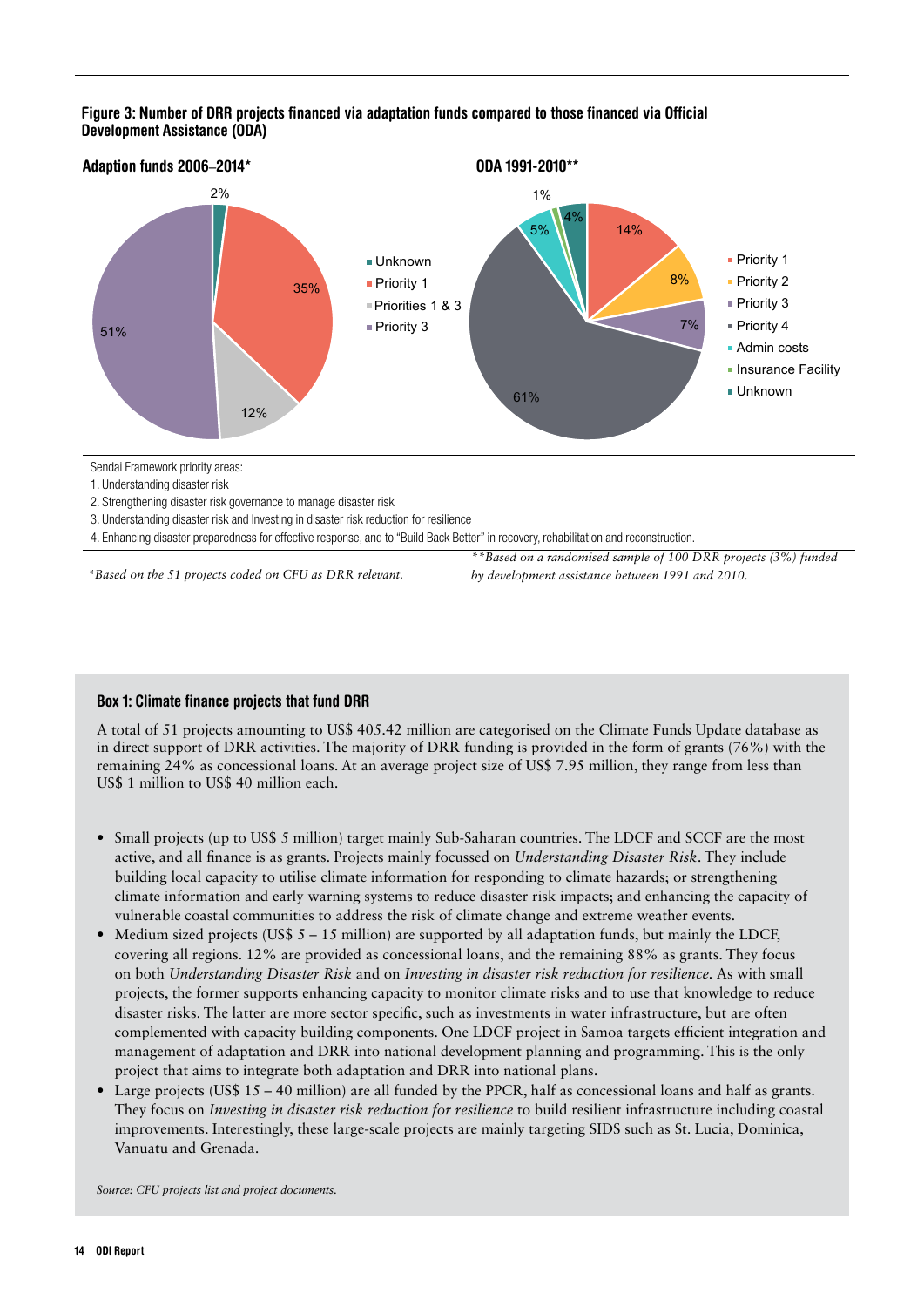**Figure 3: Number of DRR projects financed via adaptation funds compared to those financed via Official Development Assistance (ODA)**

**Adaption funds 2006–2014***

| Category | Share |
| --- | --- |
| Unknown | 2% |
| Priority 1 | 35% |
| Priorities 1 & 3 | 12% |
| Priority 3 | 51% |

**ODA 1991-2010****

| Category | Share |
| --- | --- |
| Priority 1 | 14% |
| Priority 2 | 8% |
| Priority 3 | 7% |
| Priority 4 | 61% |
| Admin costs | 5% |
| Insurance Facility | 1% |
| Unknown | 4% |

Sendai Framework priority areas:

1. Understanding disaster risk
2. Strengthening disaster risk governance to manage disaster risk
3. Understanding disaster risk and Investing in disaster risk reduction for resilience
4. Enhancing disaster preparedness for effective response, and to "Build Back Better" in recovery, rehabilitation and reconstruction.

*\*Based on the 51 projects coded on CFU as DRR relevant.*

*\*\*Based on a randomised sample of 100 DRR projects (3%) funded by development assistance between 1991 and 2010.*

### Box 1: Climate finance projects that fund DRR

A total of 51 projects amounting to US$ 405.42 million are categorised on the Climate Funds Update database as in direct support of DRR activities. The majority of DRR funding is provided in the form of grants (76%) with the remaining 24% as concessional loans. At an average project size of US$ 7.95 million, they range from less than US$ 1 million to US$ 40 million each.

- Small projects (up to US$ 5 million) target mainly Sub-Saharan countries. The LDCF and SCCF are the most active, and all finance is as grants. Projects mainly focussed on *Understanding Disaster Risk*. They include building local capacity to utilise climate information for responding to climate hazards; or strengthening climate information and early warning systems to reduce disaster risk impacts; and enhancing the capacity of vulnerable coastal communities to address the risk of climate change and extreme weather events.
- Medium sized projects (US$ 5 – 15 million) are supported by all adaptation funds, but mainly the LDCF, covering all regions. 12% are provided as concessional loans, and the remaining 88% as grants. They focus on both *Understanding Disaster Risk* and on *Investing in disaster risk reduction for resilience*. As with small projects, the former supports enhancing capacity to monitor climate risks and to use that knowledge to reduce disaster risks. The latter are more sector specific, such as investments in water infrastructure, but are often complemented with capacity building components. One LDCF project in Samoa targets efficient integration and management of adaptation and DRR into national development planning and programming. This is the only project that aims to integrate both adaptation and DRR into national plans.
- Large projects (US$ 15 – 40 million) are all funded by the PPCR, half as concessional loans and half as grants. They focus on *Investing in disaster risk reduction for resilience* to build resilient infrastructure including coastal improvements. Interestingly, these large-scale projects are mainly targeting SIDS such as St. Lucia, Dominica, Vanuatu and Grenada.

*Source: CFU projects list and project documents.*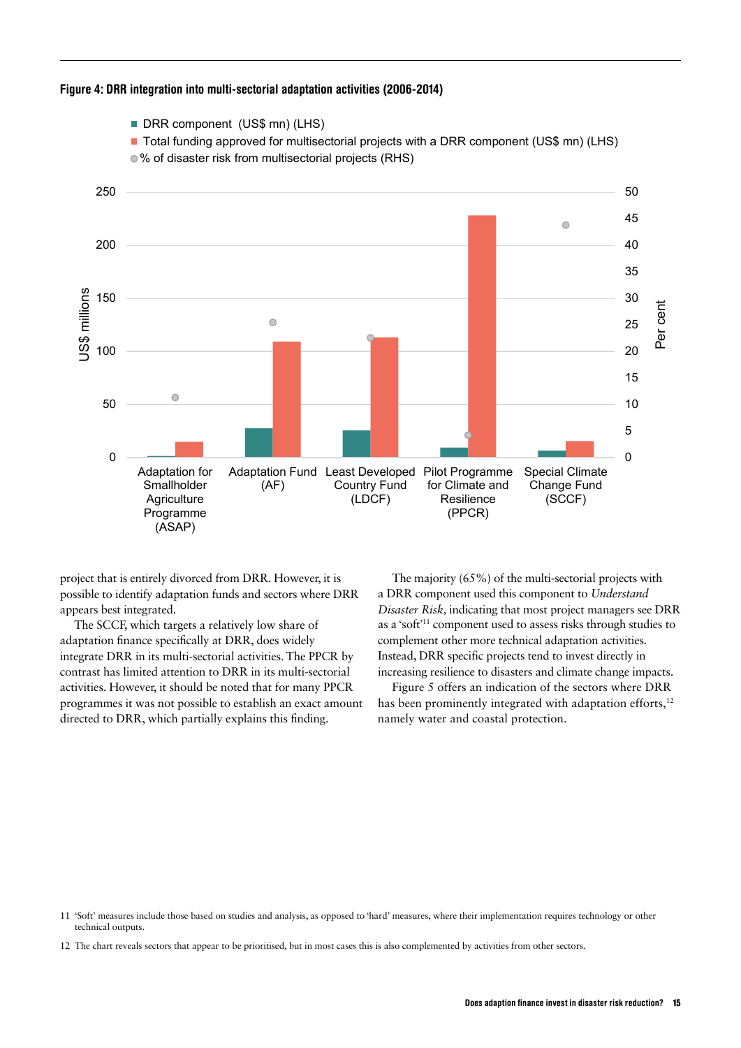**Figure 4: DRR integration into multi-sectorial adaptation activities (2006-2014)**

project that is entirely divorced from DRR. However, it is possible to identify adaptation funds and sectors where DRR appears best integrated.

The SCCF, which targets a relatively low share of adaptation finance specifically at DRR, does widely integrate DRR in its multi-sectorial activities. The PPCR by contrast has limited attention to DRR in its multi-sectorial activities. However, it should be noted that for many PPCR programmes it was not possible to establish an exact amount directed to DRR, which partially explains this finding.

The majority (65%) of the multi-sectorial projects with a DRR component used this component to *Understand Disaster Risk*, indicating that most project managers see DRR as a 'soft'[11] component used to assess risks through studies to complement other more technical adaptation activities. Instead, DRR specific projects tend to invest directly in increasing resilience to disasters and climate change impacts.

Figure 5 offers an indication of the sectors where DRR has been prominently integrated with adaptation efforts,[12] namely water and coastal protection.

11 'Soft' measures include those based on studies and analysis, as opposed to 'hard' measures, where their implementation requires technology or other technical outputs.

12 The chart reveals sectors that appear to be prioritised, but in most cases this is also complemented by activities from other sectors.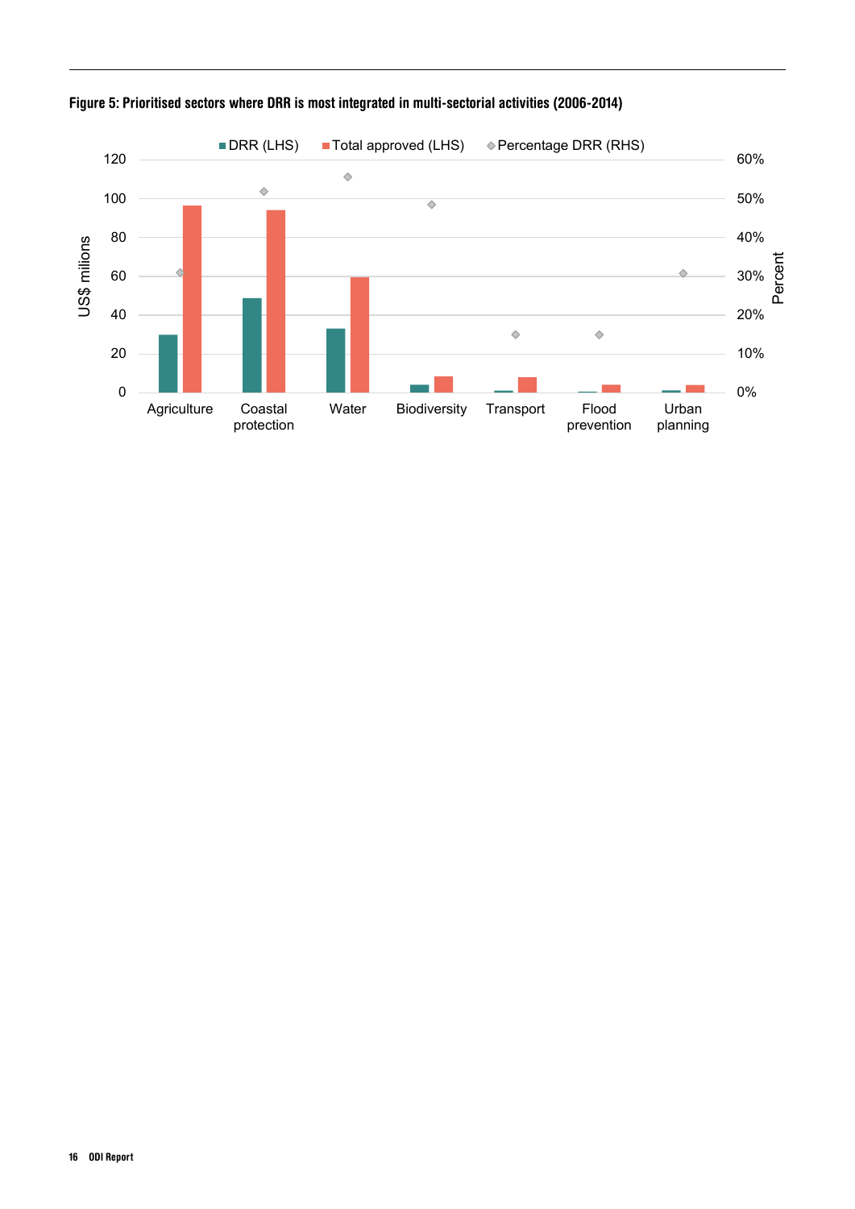**Figure 5: Prioritised sectors where DRR is most integrated in multi-sectorial activities (2006-2014)**

■ DRR (LHS) ■ Total approved (LHS) ◆ Percentage DRR (RHS)

US$ milions | Percent

Agriculture, Coastal protection, Water, Biodiversity, Transport, Flood prevention, Urban planning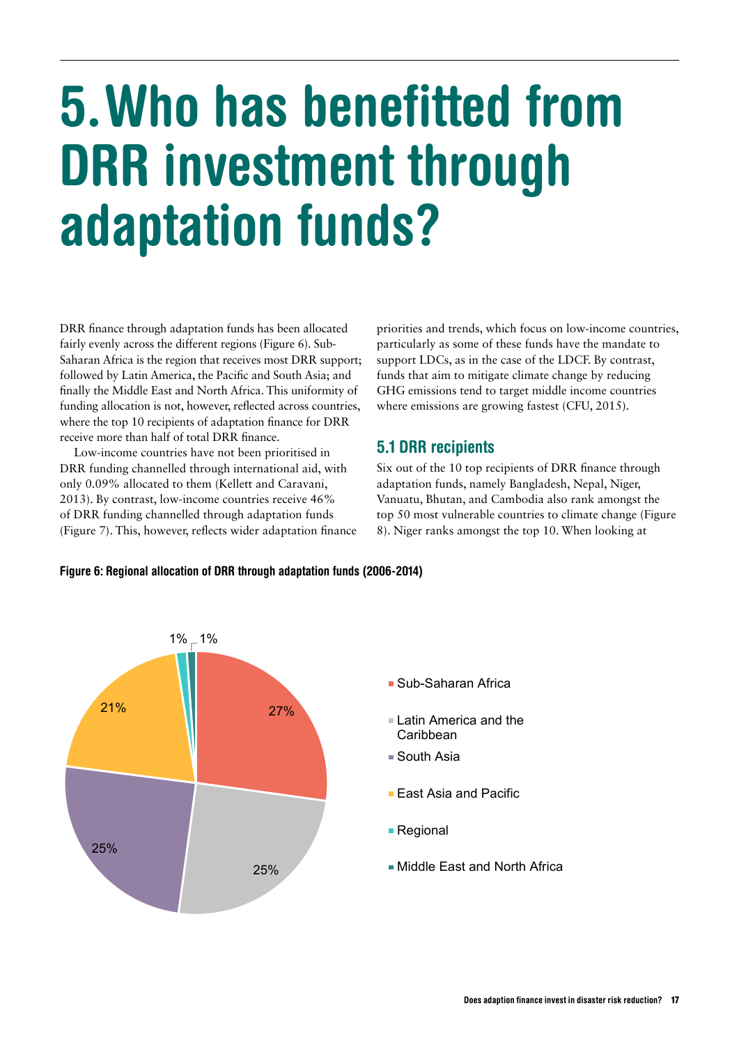# 5. Who has benefitted from DRR investment through adaptation funds?

DRR finance through adaptation funds has been allocated fairly evenly across the different regions (Figure 6). Sub-Saharan Africa is the region that receives most DRR support; followed by Latin America, the Pacific and South Asia; and finally the Middle East and North Africa. This uniformity of funding allocation is not, however, reflected across countries, where the top 10 recipients of adaptation finance for DRR receive more than half of total DRR finance.

Low-income countries have not been prioritised in DRR funding channelled through international aid, with only 0.09% allocated to them (Kellett and Caravani, 2013). By contrast, low-income countries receive 46% of DRR funding channelled through adaptation funds (Figure 7). This, however, reflects wider adaptation finance priorities and trends, which focus on low-income countries, particularly as some of these funds have the mandate to support LDCs, as in the case of the LDCF. By contrast, funds that aim to mitigate climate change by reducing GHG emissions tend to target middle income countries where emissions are growing fastest (CFU, 2015).

## 5.1 DRR recipients

Six out of the 10 top recipients of DRR finance through adaptation funds, namely Bangladesh, Nepal, Niger, Vanuatu, Bhutan, and Cambodia also rank amongst the top 50 most vulnerable countries to climate change (Figure 8). Niger ranks amongst the top 10. When looking at

**Figure 6: Regional allocation of DRR through adaptation funds (2006-2014)**

| Region | Share |
|---|---|
| Sub-Saharan Africa | 27% |
| Latin America and the Caribbean | 25% |
| South Asia | 25% |
| East Asia and Pacific | 21% |
| Regional | 1% |
| Middle East and North Africa | 1% |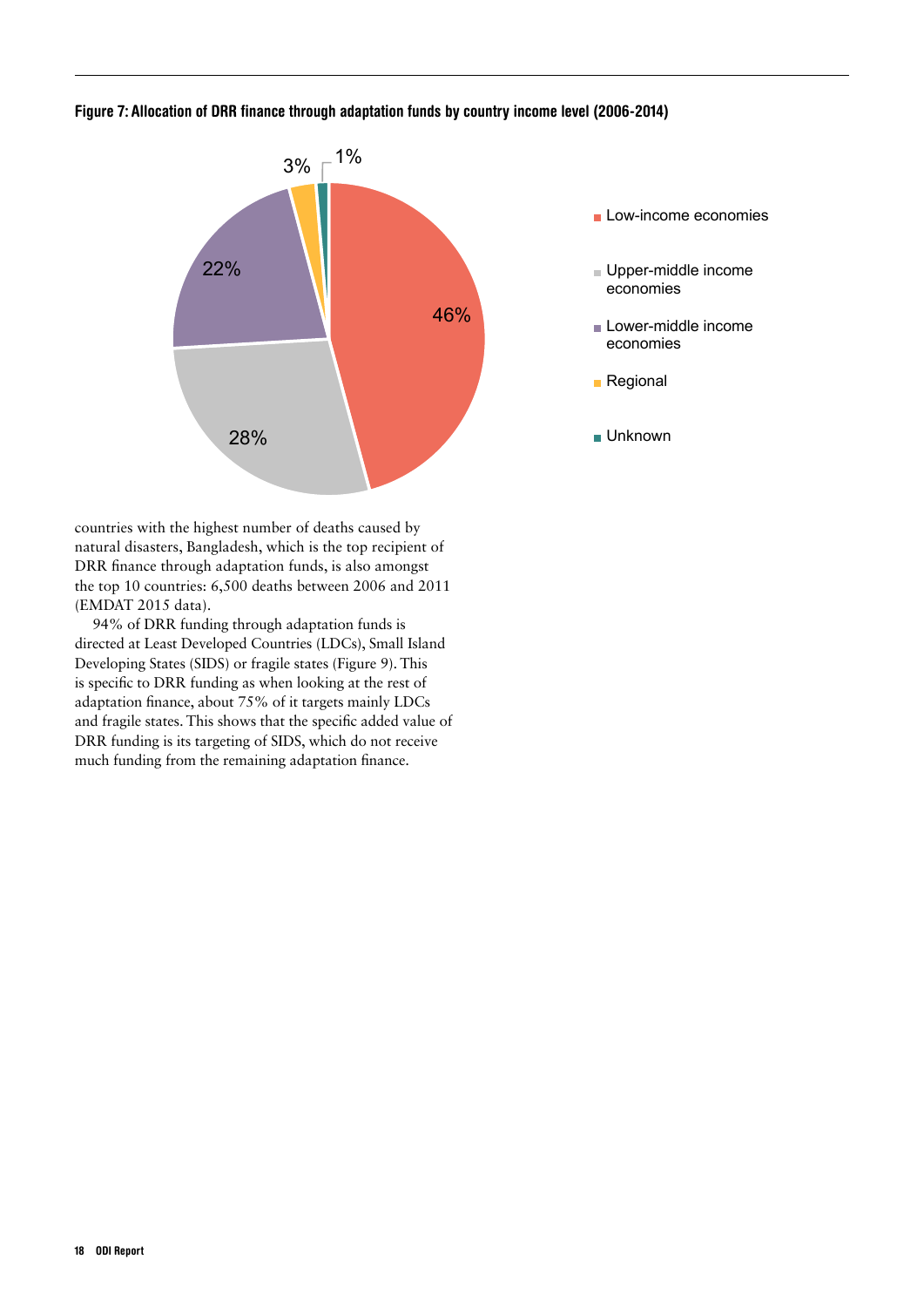**Figure 7: Allocation of DRR finance through adaptation funds by country income level (2006-2014)**

| Category | Share |
| --- | --- |
| Low-income economies | 46% |
| Upper-middle income economies | 28% |
| Lower-middle income economies | 22% |
| Regional | 3% |
| Unknown | 1% |

countries with the highest number of deaths caused by natural disasters, Bangladesh, which is the top recipient of DRR finance through adaptation funds, is also amongst the top 10 countries: 6,500 deaths between 2006 and 2011 (EMDAT 2015 data).

94% of DRR funding through adaptation funds is directed at Least Developed Countries (LDCs), Small Island Developing States (SIDS) or fragile states (Figure 9). This is specific to DRR funding as when looking at the rest of adaptation finance, about 75% of it targets mainly LDCs and fragile states. This shows that the specific added value of DRR funding is its targeting of SIDS, which do not receive much funding from the remaining adaptation finance.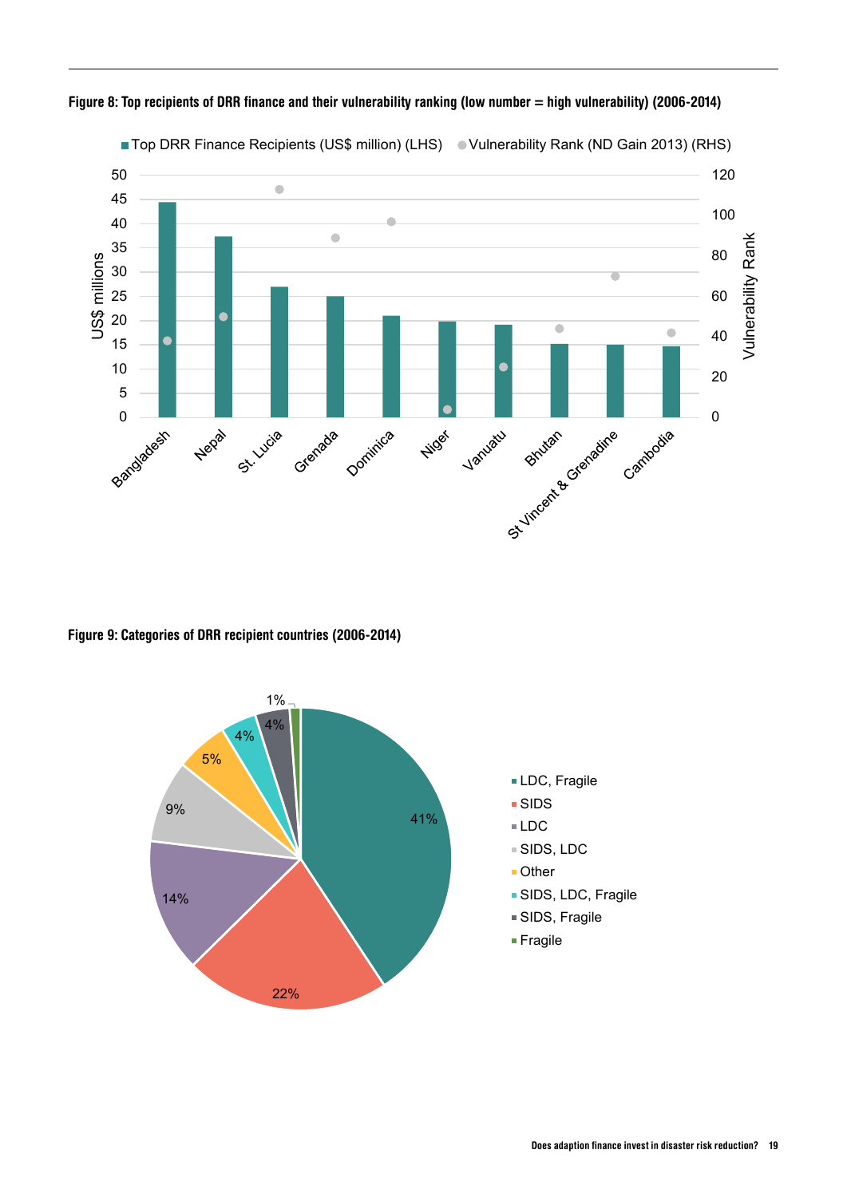**Figure 8: Top recipients of DRR finance and their vulnerability ranking (low number = high vulnerability) (2006-2014)**

**Figure 9: Categories of DRR recipient countries (2006-2014)**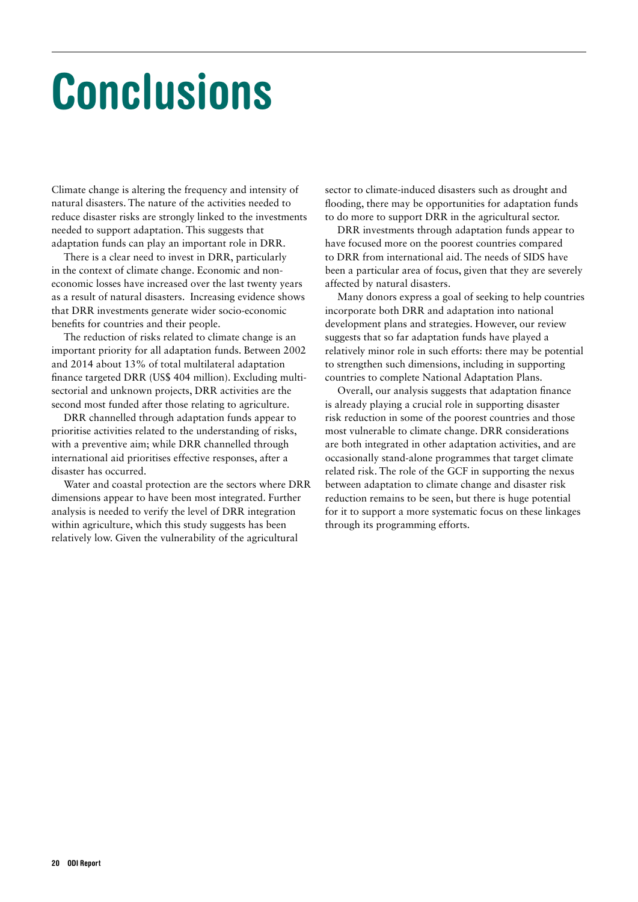# Conclusions

Climate change is altering the frequency and intensity of natural disasters. The nature of the activities needed to reduce disaster risks are strongly linked to the investments needed to support adaptation. This suggests that adaptation funds can play an important role in DRR.

There is a clear need to invest in DRR, particularly in the context of climate change. Economic and non-economic losses have increased over the last twenty years as a result of natural disasters. Increasing evidence shows that DRR investments generate wider socio-economic benefits for countries and their people.

The reduction of risks related to climate change is an important priority for all adaptation funds. Between 2002 and 2014 about 13% of total multilateral adaptation finance targeted DRR (US$ 404 million). Excluding multi-sectorial and unknown projects, DRR activities are the second most funded after those relating to agriculture.

DRR channelled through adaptation funds appear to prioritise activities related to the understanding of risks, with a preventive aim; while DRR channelled through international aid prioritises effective responses, after a disaster has occurred.

Water and coastal protection are the sectors where DRR dimensions appear to have been most integrated. Further analysis is needed to verify the level of DRR integration within agriculture, which this study suggests has been relatively low. Given the vulnerability of the agricultural sector to climate-induced disasters such as drought and flooding, there may be opportunities for adaptation funds to do more to support DRR in the agricultural sector.

DRR investments through adaptation funds appear to have focused more on the poorest countries compared to DRR from international aid. The needs of SIDS have been a particular area of focus, given that they are severely affected by natural disasters.

Many donors express a goal of seeking to help countries incorporate both DRR and adaptation into national development plans and strategies. However, our review suggests that so far adaptation funds have played a relatively minor role in such efforts: there may be potential to strengthen such dimensions, including in supporting countries to complete National Adaptation Plans.

Overall, our analysis suggests that adaptation finance is already playing a crucial role in supporting disaster risk reduction in some of the poorest countries and those most vulnerable to climate change. DRR considerations are both integrated in other adaptation activities, and are occasionally stand-alone programmes that target climate related risk. The role of the GCF in supporting the nexus between adaptation to climate change and disaster risk reduction remains to be seen, but there is huge potential for it to support a more systematic focus on these linkages through its programming efforts.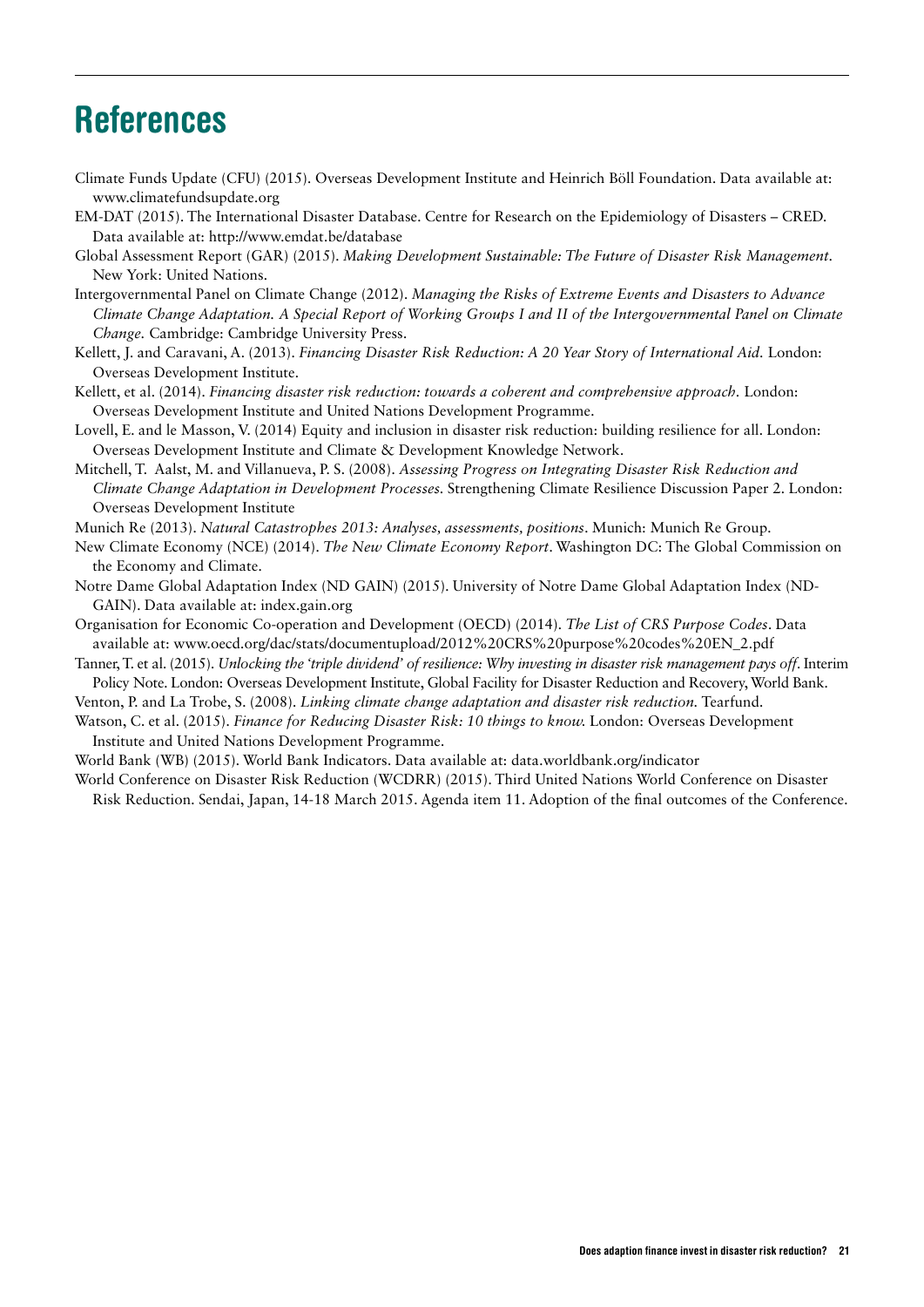# References

Climate Funds Update (CFU) (2015). Overseas Development Institute and Heinrich Böll Foundation. Data available at: www.climatefundsupdate.org

EM-DAT (2015). The International Disaster Database. Centre for Research on the Epidemiology of Disasters – CRED. Data available at: http://www.emdat.be/database

Global Assessment Report (GAR) (2015). *Making Development Sustainable: The Future of Disaster Risk Management.* New York: United Nations.

Intergovernmental Panel on Climate Change (2012). *Managing the Risks of Extreme Events and Disasters to Advance Climate Change Adaptation. A Special Report of Working Groups I and II of the Intergovernmental Panel on Climate Change.* Cambridge: Cambridge University Press.

Kellett, J. and Caravani, A. (2013). *Financing Disaster Risk Reduction: A 20 Year Story of International Aid.* London: Overseas Development Institute.

Kellett, et al. (2014). *Financing disaster risk reduction: towards a coherent and comprehensive approach.* London: Overseas Development Institute and United Nations Development Programme.

Lovell, E. and le Masson, V. (2014) Equity and inclusion in disaster risk reduction: building resilience for all. London: Overseas Development Institute and Climate & Development Knowledge Network.

Mitchell, T. Aalst, M. and Villanueva, P. S. (2008). *Assessing Progress on Integrating Disaster Risk Reduction and Climate Change Adaptation in Development Processes.* Strengthening Climate Resilience Discussion Paper 2. London: Overseas Development Institute

Munich Re (2013). *Natural Catastrophes 2013: Analyses, assessments, positions.* Munich: Munich Re Group.

New Climate Economy (NCE) (2014). *The New Climate Economy Report.* Washington DC: The Global Commission on the Economy and Climate.

Notre Dame Global Adaptation Index (ND GAIN) (2015). University of Notre Dame Global Adaptation Index (ND-GAIN). Data available at: index.gain.org

Organisation for Economic Co-operation and Development (OECD) (2014). *The List of CRS Purpose Codes.* Data available at: www.oecd.org/dac/stats/documentupload/2012%20CRS%20purpose%20codes%20EN_2.pdf

Tanner, T. et al. (2015). *Unlocking the 'triple dividend' of resilience: Why investing in disaster risk management pays off.* Interim Policy Note. London: Overseas Development Institute, Global Facility for Disaster Reduction and Recovery, World Bank.

Venton, P. and La Trobe, S. (2008). *Linking climate change adaptation and disaster risk reduction.* Tearfund.

Watson, C. et al. (2015). *Finance for Reducing Disaster Risk: 10 things to know.* London: Overseas Development Institute and United Nations Development Programme.

World Bank (WB) (2015). World Bank Indicators. Data available at: data.worldbank.org/indicator

World Conference on Disaster Risk Reduction (WCDRR) (2015). Third United Nations World Conference on Disaster Risk Reduction. Sendai, Japan, 14-18 March 2015. Agenda item 11. Adoption of the final outcomes of the Conference.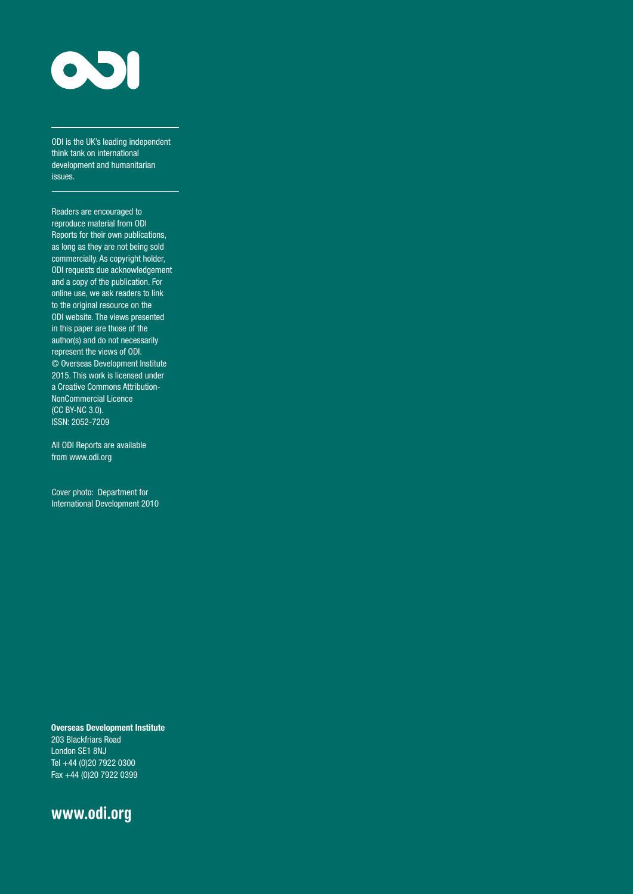ODI is the UK's leading independent think tank on international development and humanitarian issues.

Readers are encouraged to reproduce material from ODI Reports for their own publications, as long as they are not being sold commercially. As copyright holder, ODI requests due acknowledgement and a copy of the publication. For online use, we ask readers to link to the original resource on the ODI website. The views presented in this paper are those of the author(s) and do not necessarily represent the views of ODI.
© Overseas Development Institute 2015. This work is licensed under a Creative Commons Attribution-NonCommercial Licence (CC BY-NC 3.0).
ISSN: 2052-7209

All ODI Reports are available from www.odi.org

Cover photo: Department for International Development 2010

**Overseas Development Institute**
203 Blackfriars Road
London SE1 8NJ
Tel +44 (0)20 7922 0300
Fax +44 (0)20 7922 0399

**www.odi.org**